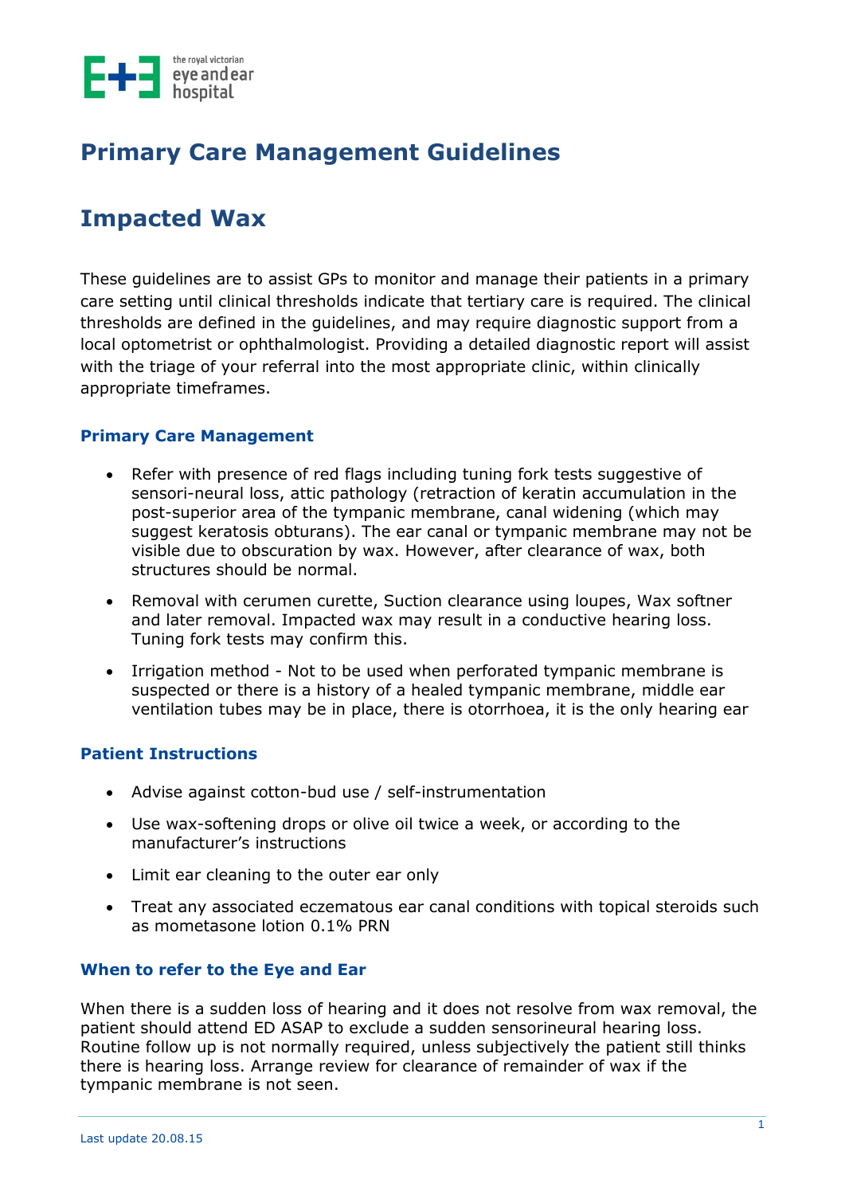# Primary Care Management Guidelines

# Impacted Wax

These guidelines are to assist GPs to monitor and manage their patients in a primary care setting until clinical thresholds indicate that tertiary care is required. The clinical thresholds are defined in the guidelines, and may require diagnostic support from a local optometrist or ophthalmologist. Providing a detailed diagnostic report will assist with the triage of your referral into the most appropriate clinic, within clinically appropriate timeframes.

### Primary Care Management

- Refer with presence of red flags including tuning fork tests suggestive of sensori-neural loss, attic pathology (retraction of keratin accumulation in the post-superior area of the tympanic membrane, canal widening (which may suggest keratosis obturans). The ear canal or tympanic membrane may not be visible due to obscuration by wax. However, after clearance of wax, both structures should be normal.
- Removal with cerumen curette, Suction clearance using loupes, Wax softner and later removal. Impacted wax may result in a conductive hearing loss. Tuning fork tests may confirm this.
- Irrigation method - Not to be used when perforated tympanic membrane is suspected or there is a history of a healed tympanic membrane, middle ear ventilation tubes may be in place, there is otorrhoea, it is the only hearing ear

### Patient Instructions

- Advise against cotton-bud use / self-instrumentation
- Use wax-softening drops or olive oil twice a week, or according to the manufacturer's instructions
- Limit ear cleaning to the outer ear only
- Treat any associated eczematous ear canal conditions with topical steroids such as mometasone lotion 0.1% PRN

### When to refer to the Eye and Ear

When there is a sudden loss of hearing and it does not resolve from wax removal, the patient should attend ED ASAP to exclude a sudden sensorineural hearing loss. Routine follow up is not normally required, unless subjectively the patient still thinks there is hearing loss. Arrange review for clearance of remainder of wax if the tympanic membrane is not seen.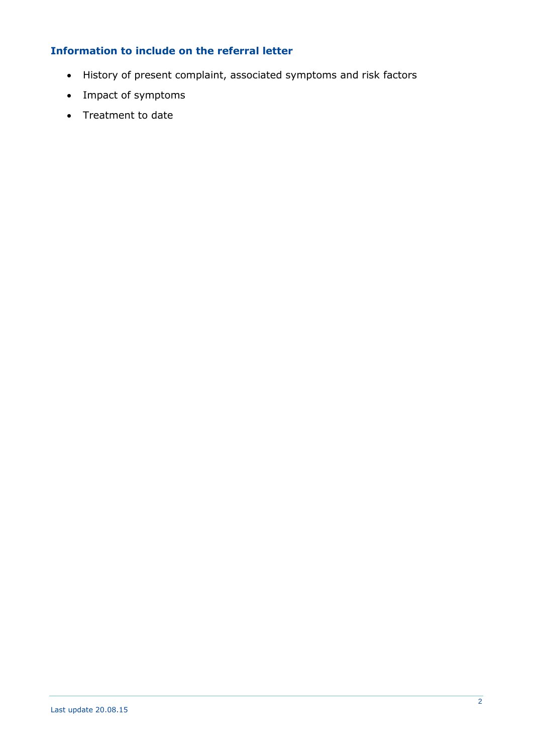### Information to include on the referral letter

- History of present complaint, associated symptoms and risk factors
- Impact of symptoms
- Treatment to date